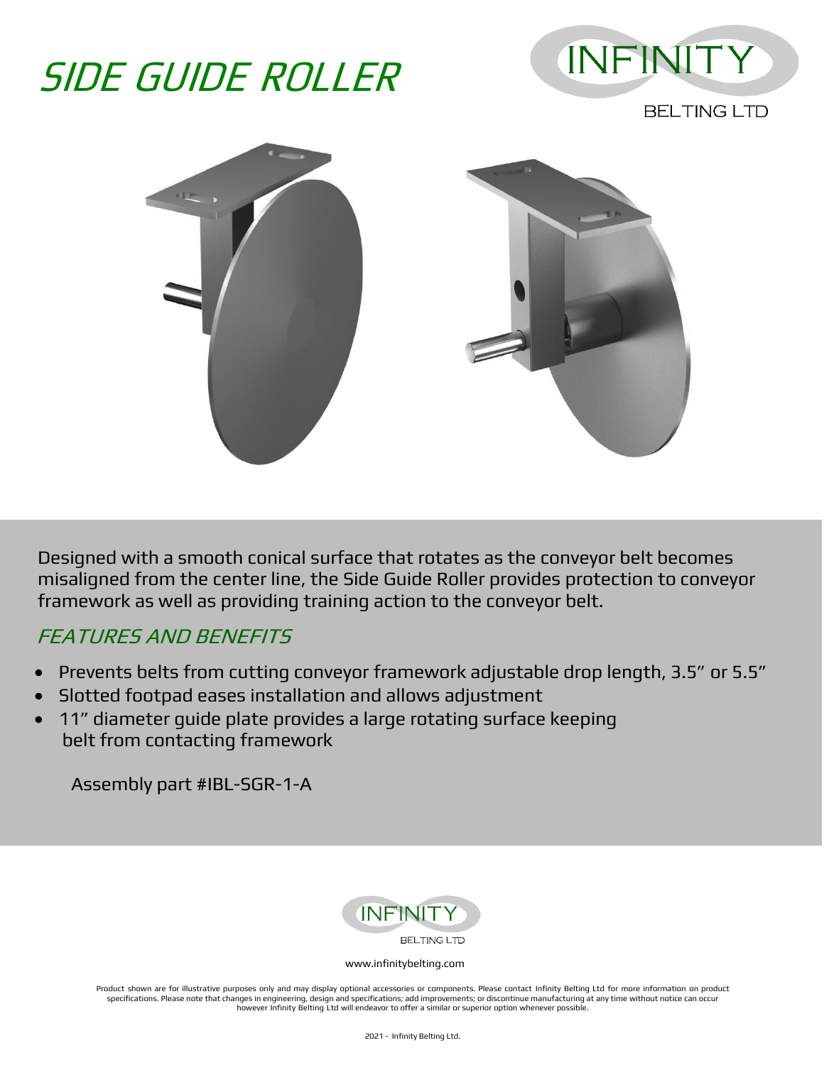# SIDE GUIDE ROLLER

Designed with a smooth conical surface that rotates as the conveyor belt becomes misaligned from the center line, the Side Guide Roller provides protection to conveyor framework as well as providing training action to the conveyor belt.

## FEATURES AND BENEFITS

- Prevents belts from cutting conveyor framework adjustable drop length, 3.5" or 5.5"
- Slotted footpad eases installation and allows adjustment
- 11" diameter guide plate provides a large rotating surface keeping belt from contacting framework

Assembly part #IBL-SGR-1-A

www.infinitybelting.com

Product shown are for illustrative purposes only and may display optional accessories or components. Please contact Infinity Belting Ltd for more information on product specifications. Please note that changes in engineering, design and specifications; add improvements; or discontinue manufacturing at any time without notice can occur however Infinity Belting Ltd will endeavor to offer a similar or superior option whenever possible.

2021 - Infinity Belting Ltd.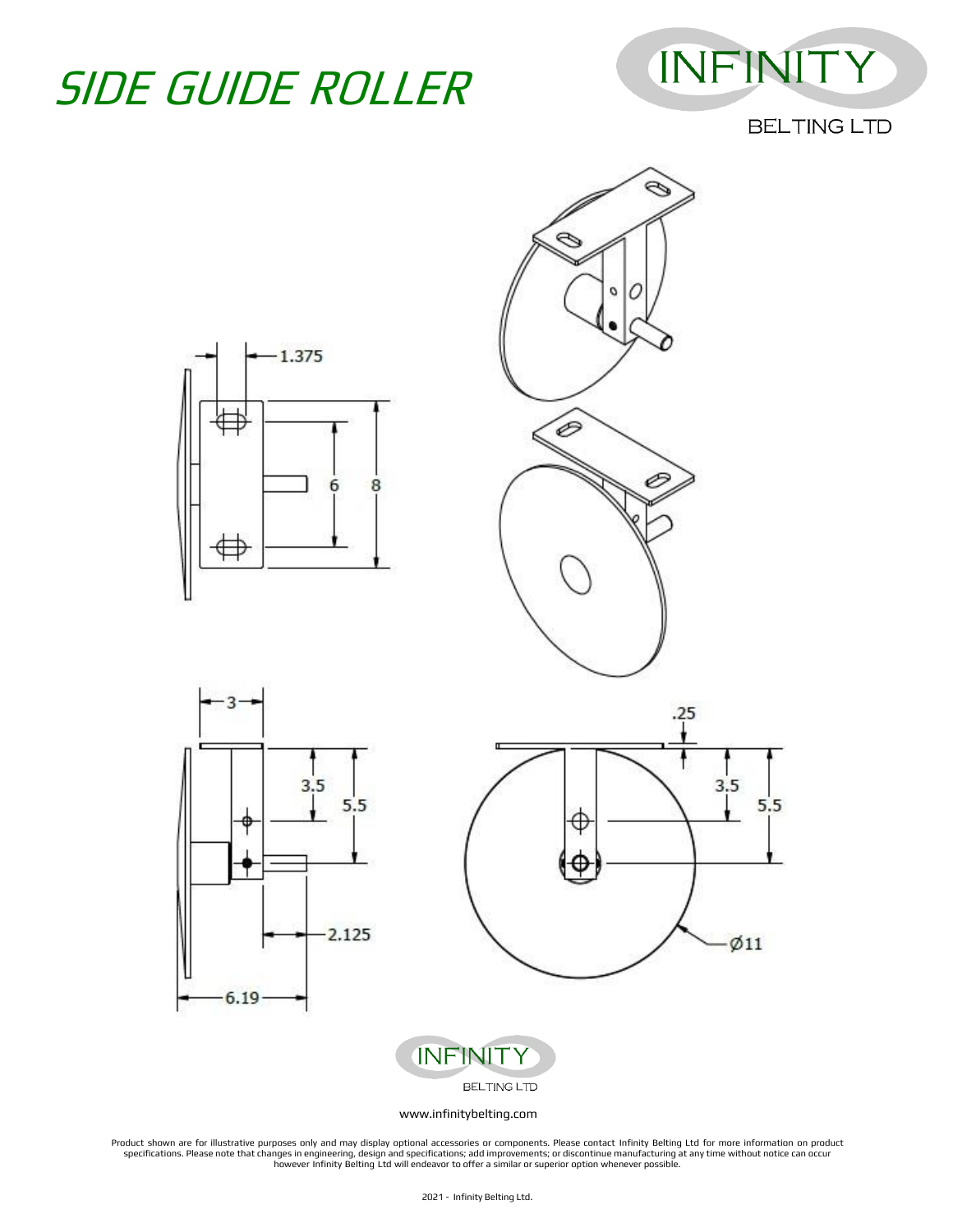# SIDE GUIDE ROLLER

INFINITY

BELTING LTD

1.375

6

8

3

3.5

5.5

.25

3.5

5.5

2.125

6.19

Ø11

INFINITY

BELTING LTD

www.infinitybelting.com

Product shown are for illustrative purposes only and may display optional accessories or components. Please contact Infinity Belting Ltd for more information on product specifications. Please note that changes in engineering, design and specifications; add improvements; or discontinue manufacturing at any time without notice can occur however Infinity Belting Ltd will endeavor to offer a similar or superior option whenever possible.

2021 - Infinity Belting Ltd.